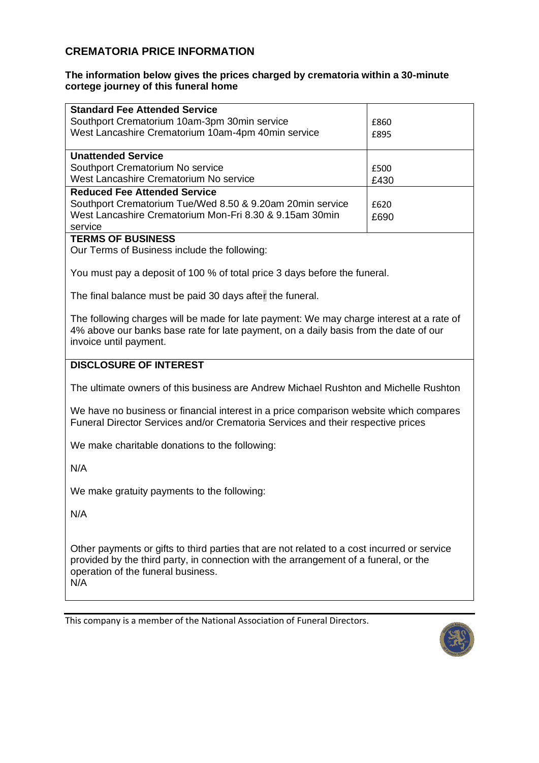## CREMATORIA PRICE INFORMATION

**The information below gives the prices charged by crematoria within a 30-minute cortege journey of this funeral home**

| | |
|---|---|
| **Standard Fee Attended Service**<br>Southport Crematorium 10am-3pm 30min service<br>West Lancashire Crematorium 10am-4pm 40min service | <br>£860<br>£895 |
| **Unattended Service**<br>Southport Crematorium No service<br>West Lancashire Crematorium No service | <br>£500<br>£430 |
| **Reduced Fee Attended Service**<br>Southport Crematorium Tue/Wed 8.50 & 9.20am 20min service<br>West Lancashire Crematorium Mon-Fri 8.30 & 9.15am 30min service | <br>£620<br>£690 |

**TERMS OF BUSINESS**

Our Terms of Business include the following:

You must pay a deposit of 100 % of total price 3 days before the funeral.

The final balance must be paid 30 days after the funeral.

The following charges will be made for late payment: We may charge interest at a rate of 4% above our banks base rate for late payment, on a daily basis from the date of our invoice until payment.

**DISCLOSURE OF INTEREST**

The ultimate owners of this business are Andrew Michael Rushton and Michelle Rushton

We have no business or financial interest in a price comparison website which compares Funeral Director Services and/or Crematoria Services and their respective prices

We make charitable donations to the following:

N/A

We make gratuity payments to the following:

N/A

Other payments or gifts to third parties that are not related to a cost incurred or service provided by the third party, in connection with the arrangement of a funeral, or the operation of the funeral business.
N/A

This company is a member of the National Association of Funeral Directors.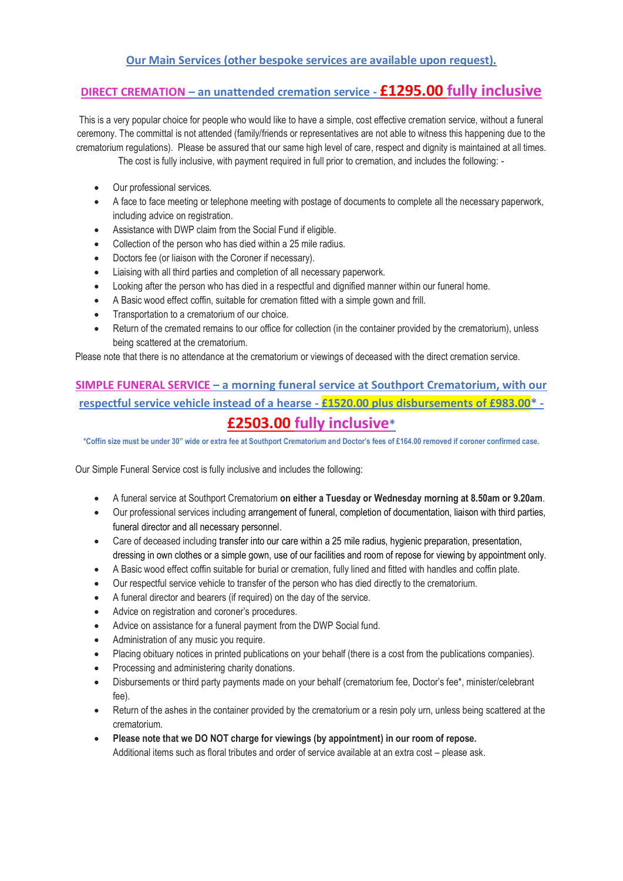## Our Main Services (other bespoke services are available upon request).

## DIRECT CREMATION – an unattended cremation service - £1295.00 fully inclusive

This is a very popular choice for people who would like to have a simple, cost effective cremation service, without a funeral ceremony. The committal is not attended (family/friends or representatives are not able to witness this happening due to the crematorium regulations). Please be assured that our same high level of care, respect and dignity is maintained at all times. The cost is fully inclusive, with payment required in full prior to cremation, and includes the following: -

- Our professional services.
- A face to face meeting or telephone meeting with postage of documents to complete all the necessary paperwork, including advice on registration.
- Assistance with DWP claim from the Social Fund if eligible.
- Collection of the person who has died within a 25 mile radius.
- Doctors fee (or liaison with the Coroner if necessary).
- Liaising with all third parties and completion of all necessary paperwork.
- Looking after the person who has died in a respectful and dignified manner within our funeral home.
- A Basic wood effect coffin, suitable for cremation fitted with a simple gown and frill.
- Transportation to a crematorium of our choice.
- Return of the cremated remains to our office for collection (in the container provided by the crematorium), unless being scattered at the crematorium.

Please note that there is no attendance at the crematorium or viewings of deceased with the direct cremation service.

## SIMPLE FUNERAL SERVICE – a morning funeral service at Southport Crematorium, with our respectful service vehicle instead of a hearse - £1520.00 plus disbursements of £983.00* - £2503.00 fully inclusive*

*Coffin size must be under 30" wide or extra fee at Southport Crematorium and Doctor's fees of £164.00 removed if coroner confirmed case.

Our Simple Funeral Service cost is fully inclusive and includes the following:

- A funeral service at Southport Crematorium **on either a Tuesday or Wednesday morning at 8.50am or 9.20am**.
- Our professional services including arrangement of funeral, completion of documentation, liaison with third parties, funeral director and all necessary personnel.
- Care of deceased including transfer into our care within a 25 mile radius, hygienic preparation, presentation, dressing in own clothes or a simple gown, use of our facilities and room of repose for viewing by appointment only.
- A Basic wood effect coffin suitable for burial or cremation, fully lined and fitted with handles and coffin plate.
- Our respectful service vehicle to transfer of the person who has died directly to the crematorium.
- A funeral director and bearers (if required) on the day of the service.
- Advice on registration and coroner's procedures.
- Advice on assistance for a funeral payment from the DWP Social fund.
- Administration of any music you require.
- Placing obituary notices in printed publications on your behalf (there is a cost from the publications companies).
- Processing and administering charity donations.
- Disbursements or third party payments made on your behalf (crematorium fee, Doctor's fee*, minister/celebrant fee).
- Return of the ashes in the container provided by the crematorium or a resin poly urn, unless being scattered at the crematorium.
- **Please note that we DO NOT charge for viewings (by appointment) in our room of repose.**
  Additional items such as floral tributes and order of service available at an extra cost – please ask.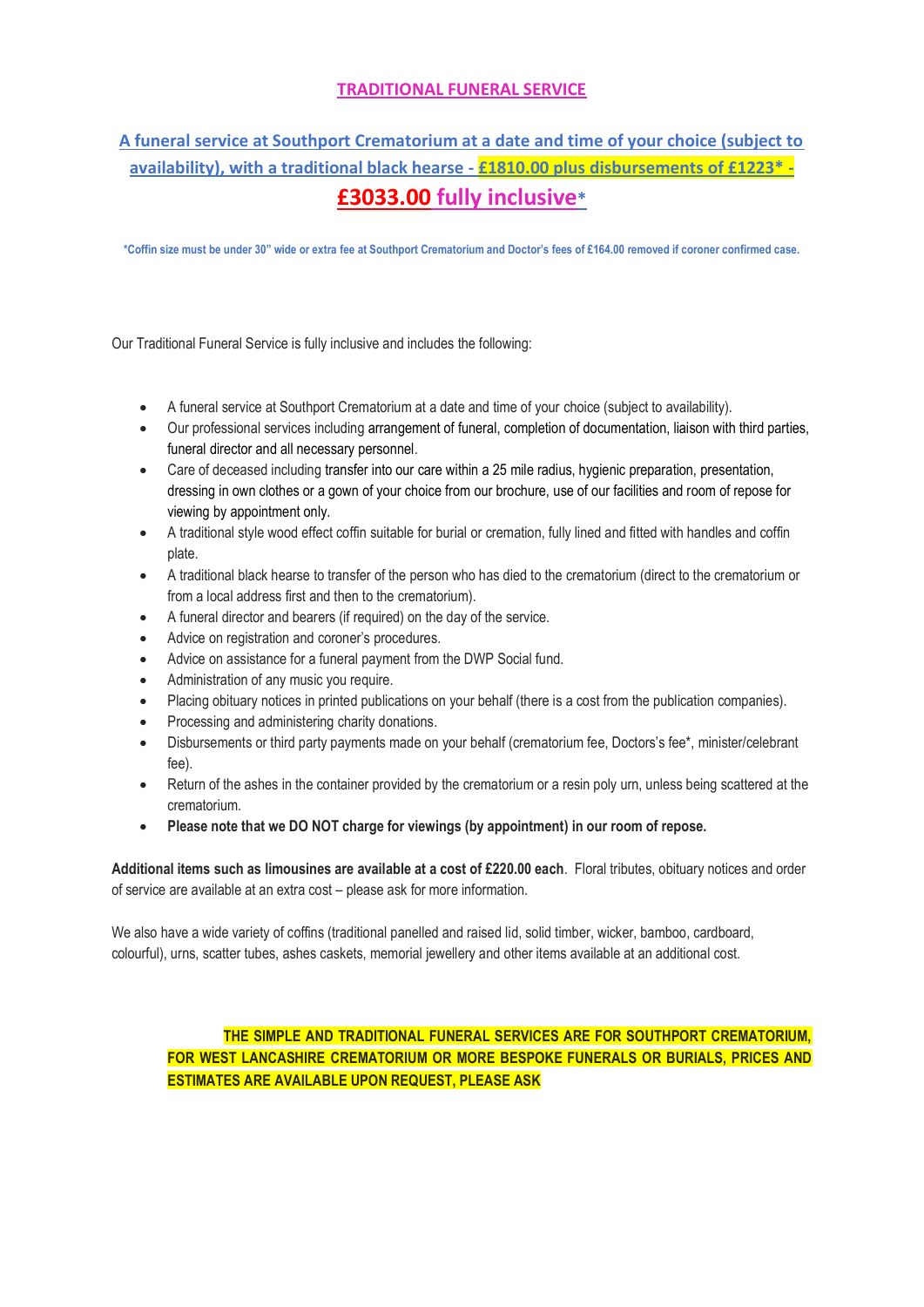# TRADITIONAL FUNERAL SERVICE

## A funeral service at Southport Crematorium at a date and time of your choice (subject to availability), with a traditional black hearse - £1810.00 plus disbursements of £1223* - £3033.00 fully inclusive*

**\*Coffin size must be under 30" wide or extra fee at Southport Crematorium and Doctor's fees of £164.00 removed if coroner confirmed case.**

Our Traditional Funeral Service is fully inclusive and includes the following:

- A funeral service at Southport Crematorium at a date and time of your choice (subject to availability).
- Our professional services including arrangement of funeral, completion of documentation, liaison with third parties, funeral director and all necessary personnel.
- Care of deceased including transfer into our care within a 25 mile radius, hygienic preparation, presentation, dressing in own clothes or a gown of your choice from our brochure, use of our facilities and room of repose for viewing by appointment only.
- A traditional style wood effect coffin suitable for burial or cremation, fully lined and fitted with handles and coffin plate.
- A traditional black hearse to transfer of the person who has died to the crematorium (direct to the crematorium or from a local address first and then to the crematorium).
- A funeral director and bearers (if required) on the day of the service.
- Advice on registration and coroner's procedures.
- Advice on assistance for a funeral payment from the DWP Social fund.
- Administration of any music you require.
- Placing obituary notices in printed publications on your behalf (there is a cost from the publication companies).
- Processing and administering charity donations.
- Disbursements or third party payments made on your behalf (crematorium fee, Doctors's fee*, minister/celebrant fee).
- Return of the ashes in the container provided by the crematorium or a resin poly urn, unless being scattered at the crematorium.
- **Please note that we DO NOT charge for viewings (by appointment) in our room of repose.**

**Additional items such as limousines are available at a cost of £220.00 each**. Floral tributes, obituary notices and order of service are available at an extra cost – please ask for more information.

We also have a wide variety of coffins (traditional panelled and raised lid, solid timber, wicker, bamboo, cardboard, colourful), urns, scatter tubes, ashes caskets, memorial jewellery and other items available at an additional cost.

**THE SIMPLE AND TRADITIONAL FUNERAL SERVICES ARE FOR SOUTHPORT CREMATORIUM, FOR WEST LANCASHIRE CREMATORIUM OR MORE BESPOKE FUNERALS OR BURIALS, PRICES AND ESTIMATES ARE AVAILABLE UPON REQUEST, PLEASE ASK**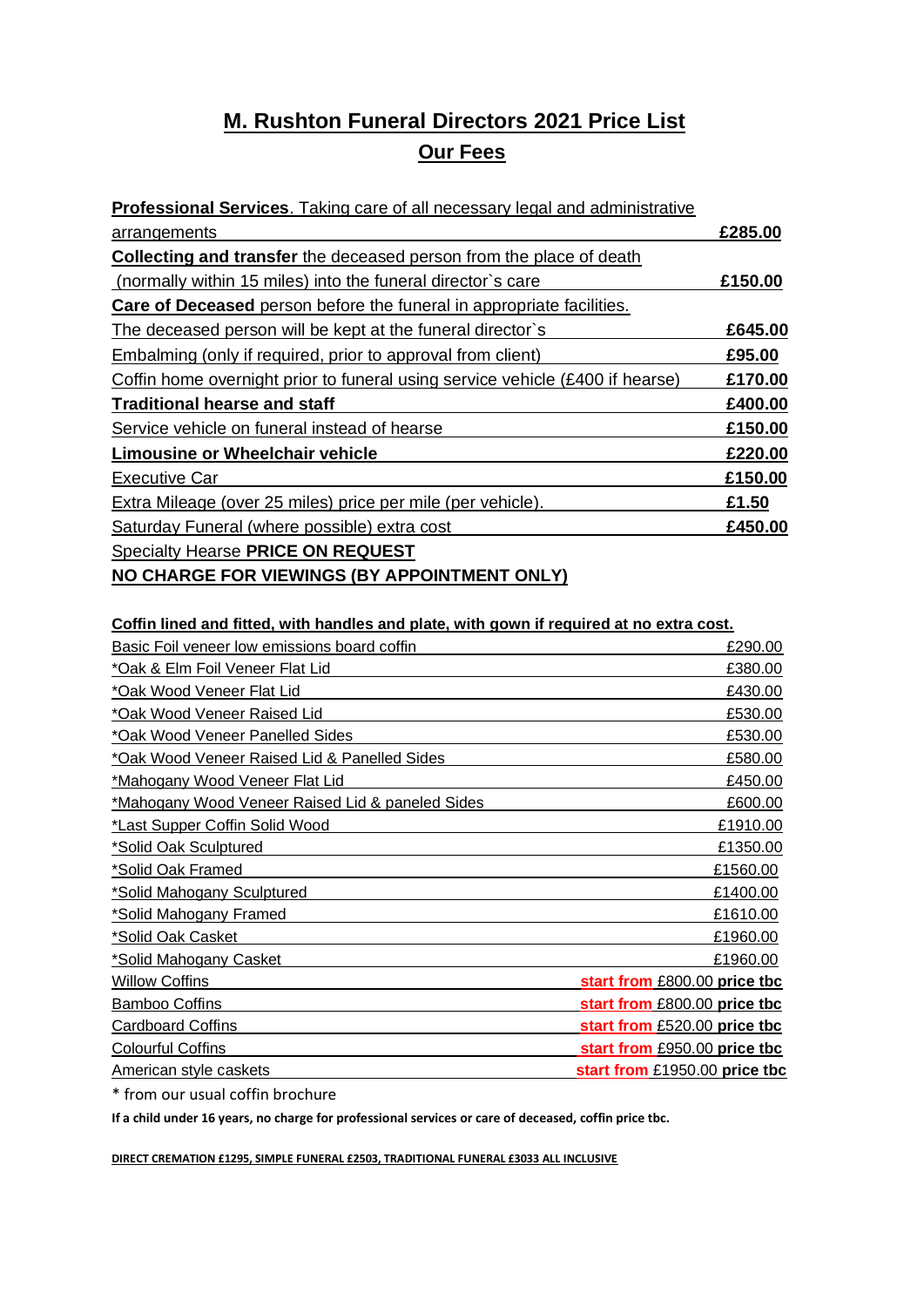# M. Rushton Funeral Directors 2021 Price List

## Our Fees

| Service | Price |
| --- | --- |
| **Professional Services**. Taking care of all necessary legal and administrative arrangements | **£285.00** |
| **Collecting and transfer** the deceased person from the place of death (normally within 15 miles) into the funeral director`s care | **£150.00** |
| **Care of Deceased** person before the funeral in appropriate facilities. The deceased person will be kept at the funeral director`s | **£645.00** |
| Embalming (only if required, prior to approval from client) | **£95.00** |
| Coffin home overnight prior to funeral using service vehicle (£400 if hearse) | **£170.00** |
| **Traditional hearse and staff** | **£400.00** |
| Service vehicle on funeral instead of hearse | **£150.00** |
| **Limousine or Wheelchair vehicle** | **£220.00** |
| Executive Car | **£150.00** |
| Extra Mileage (over 25 miles) price per mile (per vehicle). | **£1.50** |
| Saturday Funeral (where possible) extra cost | **£450.00** |

Specialty Hearse **PRICE ON REQUEST**

**NO CHARGE FOR VIEWINGS (BY APPOINTMENT ONLY)**

**Coffin lined and fitted, with handles and plate, with gown if required at no extra cost.**

| Coffin | Price |
| --- | --- |
| Basic Foil veneer low emissions board coffin | £290.00 |
| *Oak & Elm Foil Veneer Flat Lid | £380.00 |
| *Oak Wood Veneer Flat Lid | £430.00 |
| *Oak Wood Veneer Raised Lid | £530.00 |
| *Oak Wood Veneer Panelled Sides | £530.00 |
| *Oak Wood Veneer Raised Lid & Panelled Sides | £580.00 |
| *Mahogany Wood Veneer Flat Lid | £450.00 |
| *Mahogany Wood Veneer Raised Lid & paneled Sides | £600.00 |
| *Last Supper Coffin Solid Wood | £1910.00 |
| *Solid Oak Sculptured | £1350.00 |
| *Solid Oak Framed | £1560.00 |
| *Solid Mahogany Sculptured | £1400.00 |
| *Solid Mahogany Framed | £1610.00 |
| *Solid Oak Casket | £1960.00 |
| *Solid Mahogany Casket | £1960.00 |
| Willow Coffins | start from £800.00 **price tbc** |
| Bamboo Coffins | start from £800.00 **price tbc** |
| Cardboard Coffins | start from £520.00 **price tbc** |
| Colourful Coffins | start from £950.00 **price tbc** |
| American style caskets | start from £1950.00 **price tbc** |

* from our usual coffin brochure

**If a child under 16 years, no charge for professional services or care of deceased, coffin price tbc.**

**DIRECT CREMATION £1295, SIMPLE FUNERAL £2503, TRADITIONAL FUNERAL £3033 ALL INCLUSIVE**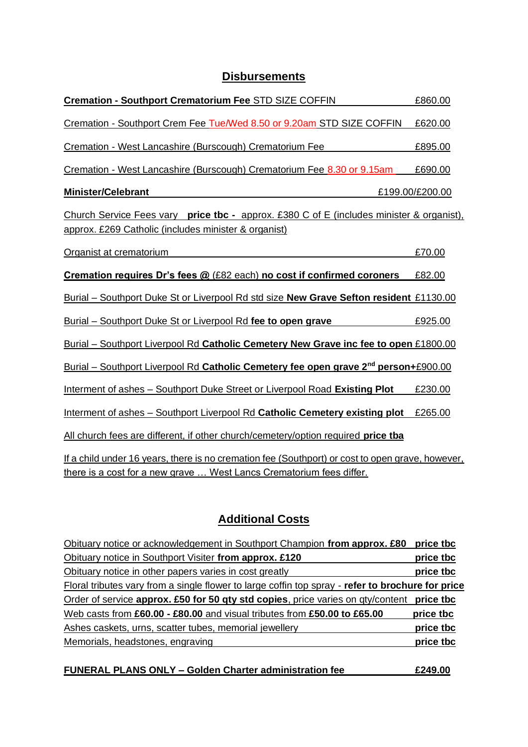## Disbursements

**Cremation - Southport Crematorium Fee** STD SIZE COFFIN £860.00

Cremation - Southport Crem Fee Tue/Wed 8.50 or 9.20am STD SIZE COFFIN £620.00

Cremation - West Lancashire (Burscough) Crematorium Fee £895.00

Cremation - West Lancashire (Burscough) Crematorium Fee 8.30 or 9.15am £690.00

**Minister/Celebrant** £199.00/£200.00

Church Service Fees vary **price tbc -** approx. £380 C of E (includes minister & organist), approx. £269 Catholic (includes minister & organist)

Organist at crematorium £70.00

**Cremation requires Dr's fees @** (£82 each) **no cost if confirmed coroners** £82.00

Burial – Southport Duke St or Liverpool Rd std size **New Grave Sefton resident** £1130.00

Burial – Southport Duke St or Liverpool Rd **fee to open grave** £925.00

Burial – Southport Liverpool Rd **Catholic Cemetery New Grave inc fee to open** £1800.00

Burial – Southport Liverpool Rd **Catholic Cemetery fee open grave 2nd person+**£900.00

Interment of ashes – Southport Duke Street or Liverpool Road **Existing Plot** £230.00

Interment of ashes – Southport Liverpool Rd **Catholic Cemetery existing plot** £265.00

All church fees are different, if other church/cemetery/option required **price tba**

If a child under 16 years, there is no cremation fee (Southport) or cost to open grave, however, there is a cost for a new grave … West Lancs Crematorium fees differ.

## Additional Costs

Obituary notice or acknowledgement in Southport Champion **from approx. £80** **price tbc**
Obituary notice in Southport Visiter **from approx. £120** **price tbc**
Obituary notice in other papers varies in cost greatly **price tbc**
Floral tributes vary from a single flower to large coffin top spray - **refer to brochure for price**
Order of service **approx. £50 for 50 qty std copies**, price varies on qty/content **price tbc**
Web casts from **£60.00 - £80.00** and visual tributes from **£50.00 to £65.00** **price tbc**
Ashes caskets, urns, scatter tubes, memorial jewellery **price tbc**
Memorials, headstones, engraving **price tbc**

**FUNERAL PLANS ONLY – Golden Charter administration fee** **£249.00**